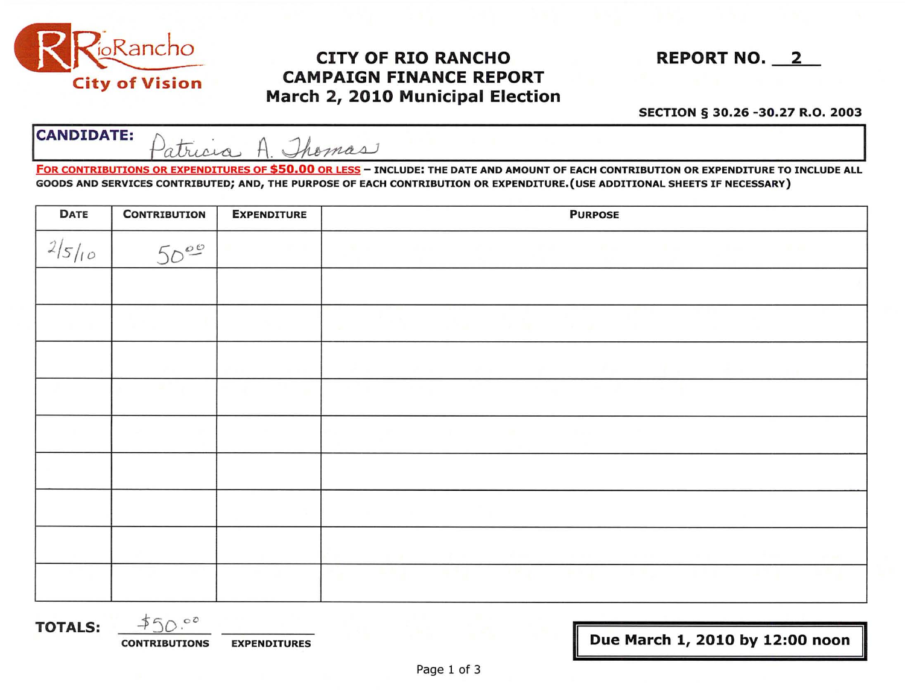RioRancho City of Vision

# CITY OF RIO RANCHO
# CAMPAIGN FINANCE REPORT
# March 2, 2010 Municipal Election

**REPORT NO. 2**

**SECTION § 30.26 -30.27 R.O. 2003**

**CANDIDATE:** Patricia A. Thomas

**FOR CONTRIBUTIONS OR EXPENDITURES OF $50.00 OR LESS** – INCLUDE: THE DATE AND AMOUNT OF EACH CONTRIBUTION OR EXPENDITURE TO INCLUDE ALL GOODS AND SERVICES CONTRIBUTED; AND, THE PURPOSE OF EACH CONTRIBUTION OR EXPENDITURE.(USE ADDITIONAL SHEETS IF NECESSARY)

| DATE | CONTRIBUTION | EXPENDITURE | PURPOSE |
|---|---|---|---|
| 2/5/10 | 50.00 | | |
| | | | |
| | | | |
| | | | |
| | | | |
| | | | |
| | | | |
| | | | |
| | | | |
| | | | |

**TOTALS:** $50.00 CONTRIBUTIONS; ________ EXPENDITURES

**Due March 1, 2010 by 12:00 noon**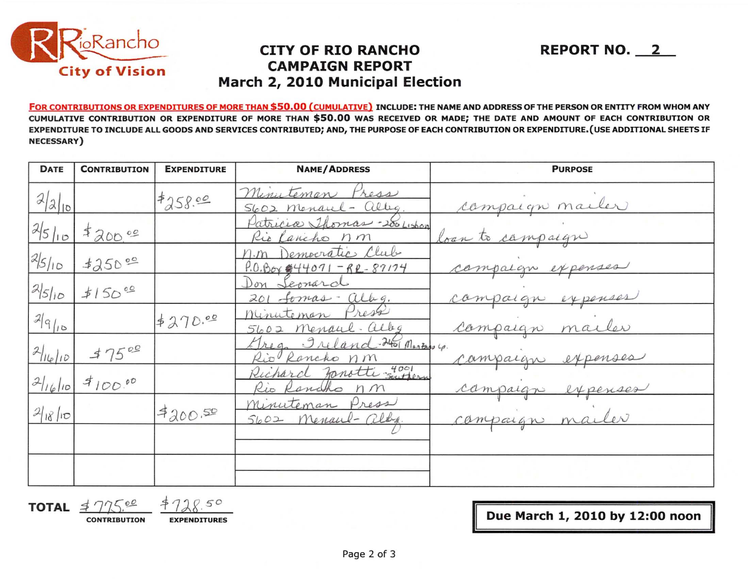RioRancho City of Vision

# CITY OF RIO RANCHO CAMPAIGN REPORT March 2, 2010 Municipal Election

**REPORT NO. 2**

**FOR CONTRIBUTIONS OR EXPENDITURES OF MORE THAN $50.00 (CUMULATIVE) INCLUDE: THE NAME AND ADDRESS OF THE PERSON OR ENTITY FROM WHOM ANY CUMULATIVE CONTRIBUTION OR EXPENDITURE OF MORE THAN $50.00 WAS RECEIVED OR MADE; THE DATE AND AMOUNT OF EACH CONTRIBUTION OR EXPENDITURE TO INCLUDE ALL GOODS AND SERVICES CONTRIBUTED; AND, THE PURPOSE OF EACH CONTRIBUTION OR EXPENDITURE. (USE ADDITIONAL SHEETS IF NECESSARY)**

| DATE | CONTRIBUTION | EXPENDITURE | NAME/ADDRESS | PURPOSE |
|---|---|---|---|---|
| 2/2/10 | | $258.00 | Minuteman Press<br>5602 Menaul - Albq. | campaign mailer |
| 2/5/10 | $200.00 | | Patricia Thomas - 200 Lisbon<br>Rio Rancho nm | loan to campaign |
| 2/5/10 | $250.00 | | n.m Democratic Club<br>P.O.Box 44071 - RR - 87174 | campaign expenses |
| 2/5/10 | $150.00 | | Don Leonard<br>201 Lomas - Albq. | campaign expenses |
| 2/9/10 | | $270.00 | Minuteman Press<br>5602 Menaul - Albq | campaign mailer |
| 2/16/10 | $75.00 | | Greg Ireland - 2401 Manzano Lp.<br>Rio Rancho nm | campaign expenses |
| 2/16/10 | $100.00 | | Richard Zanotti - 4001 Southern<br>Rio Rancho nm | campaign expenses |
| 2/18/10 | | $200.50 | Minuteman Press<br>5602 Menaul - Albq. | campaign mailer |
| | | | | |
| | | | | |

**TOTAL** $775.00 (CONTRIBUTION) $728.50 (EXPENDITURES)

**Due March 1, 2010 by 12:00 noon**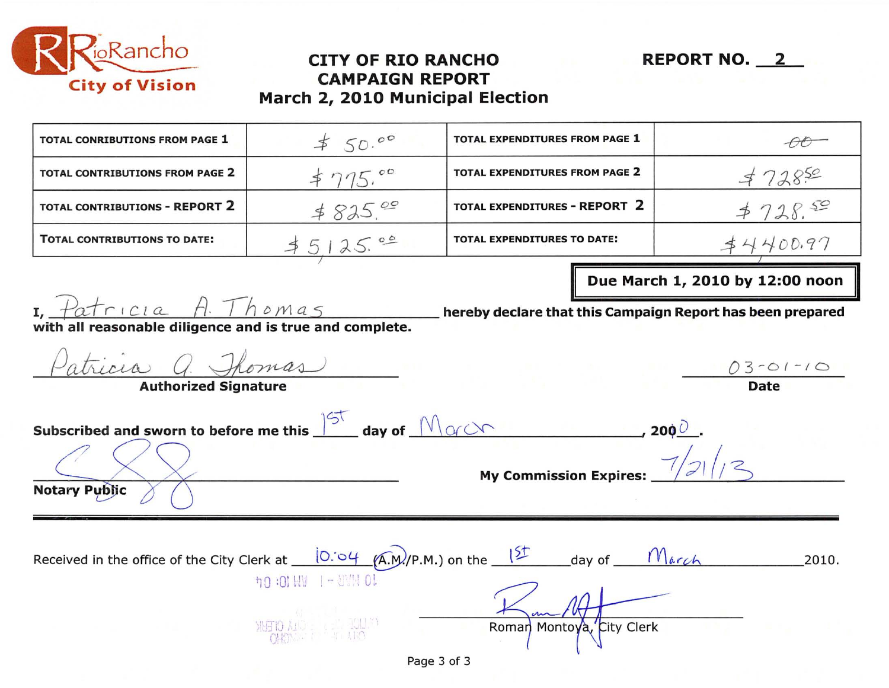RioRancho City of Vision

# CITY OF RIO RANCHO CAMPAIGN REPORT
## March 2, 2010 Municipal Election

**REPORT NO. 2**

| | | | |
|---|---|---|---|
| **TOTAL CONRIBUTIONS FROM PAGE 1** | $ 50.00 | **TOTAL EXPENDITURES FROM PAGE 1** | ~~00~~ |
| **TOTAL CONTRIBUTIONS FROM PAGE 2** | $ 775.00 | **TOTAL EXPENDITURES FROM PAGE 2** | $ 728.50 |
| **TOTAL CONTRIBUTIONS - REPORT 2** | $ 825.00 | **TOTAL EXPENDITURES - REPORT 2** | $ 728.50 |
| **TOTAL CONTRIBUTIONS TO DATE:** | $ 5125.00 | **TOTAL EXPENDITURES TO DATE:** | $ 4400.97 |

**Due March 1, 2010 by 12:00 noon**

**I,** Patricia A. Thomas **hereby declare that this Campaign Report has been prepared with all reasonable diligence and is true and complete.**

Patricia A. Thomas
**Authorized Signature**

03-01-10
**Date**

**Subscribed and sworn to before me this** 1st **day of** March**, 200**0**.**

[signature]
**Notary Public**

**My Commission Expires:** 7/21/13

Received in the office of the City Clerk at 10:04 (A.M./P.M.) on the 1st day of March 2010.

10 MAR -1 AM 10:04

[signature]
Roman Montoya, City Clerk